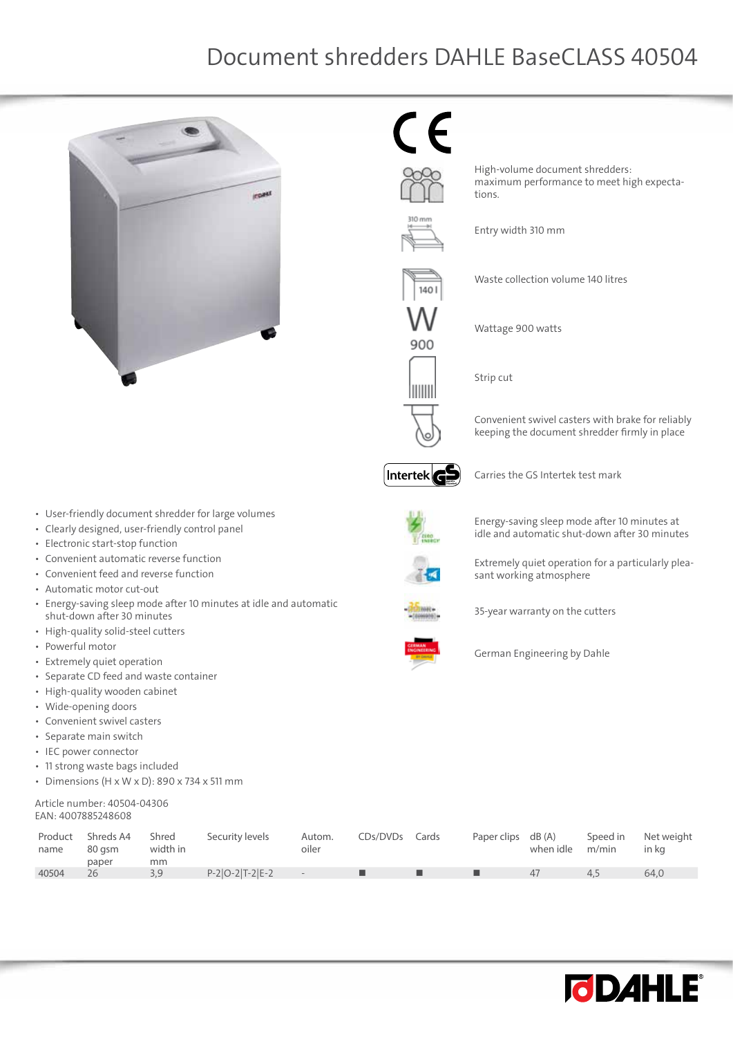# Document shredders DAHLE BaseCLASS 40504

High-volume document shredders: maximum performance to meet high expectations.

Entry width 310 mm

Waste collection volume 140 litres

Wattage 900 watts

Strip cut

Convenient swivel casters with brake for reliably keeping the document shredder firmly in place

Carries the GS Intertek test mark

Energy-saving sleep mode after 10 minutes at idle and automatic shut-down after 30 minutes

Extremely quiet operation for a particularly pleasant working atmosphere

35-year warranty on the cutters

German Engineering by Dahle

- User-friendly document shredder for large volumes
- Clearly designed, user-friendly control panel
- Electronic start-stop function
- Convenient automatic reverse function
- Convenient feed and reverse function
- Automatic motor cut-out
- Energy-saving sleep mode after 10 minutes at idle and automatic shut-down after 30 minutes
- High-quality solid-steel cutters
- Powerful motor
- Extremely quiet operation
- Separate CD feed and waste container
- High-quality wooden cabinet
- Wide-opening doors
- Convenient swivel casters
- Separate main switch
- IEC power connector
- 11 strong waste bags included
- Dimensions (H x W x D): 890 x 734 x 511 mm

Article number: 40504-04306
EAN: 4007885248608

| Product name | Shreds A4 80 gsm paper | Shred width in mm | Security levels | Autom. oiler | CDs/DVDs | Cards | Paper clips | dB (A) when idle | Speed in m/min | Net weight in kg |
|---|---|---|---|---|---|---|---|---|---|---|
| 40504 | 26 | 3,9 | P-2\|O-2\|T-2\|E-2 | - | ■ | ■ | ■ | 47 | 4,5 | 64,0 |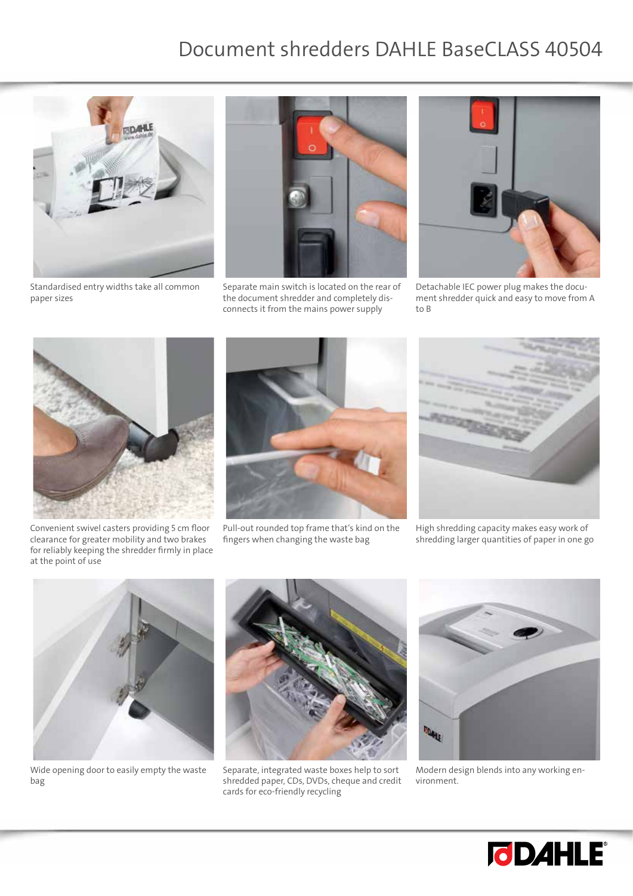# Document shredders DAHLE BaseCLASS 40504

Standardised entry widths take all common paper sizes

Separate main switch is located on the rear of the document shredder and completely disconnects it from the mains power supply

Detachable IEC power plug makes the document shredder quick and easy to move from A to B

Convenient swivel casters providing 5 cm floor clearance for greater mobility and two brakes for reliably keeping the shredder firmly in place at the point of use

Pull-out rounded top frame that's kind on the fingers when changing the waste bag

High shredding capacity makes easy work of shredding larger quantities of paper in one go

Wide opening door to easily empty the waste bag

Separate, integrated waste boxes help to sort shredded paper, CDs, DVDs, cheque and credit cards for eco-friendly recycling

Modern design blends into any working environment.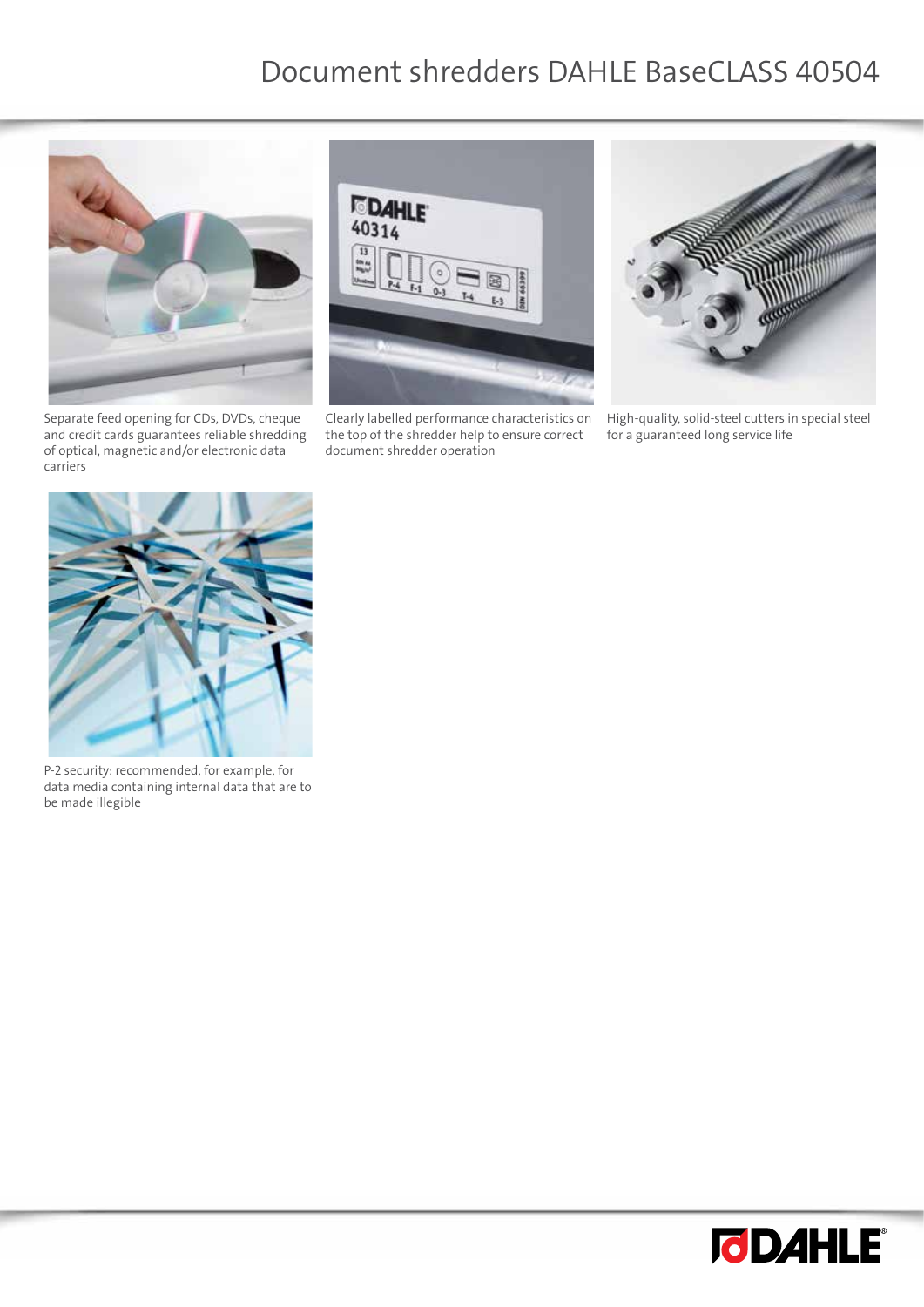# Document shredders DAHLE BaseCLASS 40504

Separate feed opening for CDs, DVDs, cheque and credit cards guarantees reliable shredding of optical, magnetic and/or electronic data carriers

Clearly labelled performance characteristics on the top of the shredder help to ensure correct document shredder operation

High-quality, solid-steel cutters in special steel for a guaranteed long service life

P-2 security: recommended, for example, for data media containing internal data that are to be made illegible